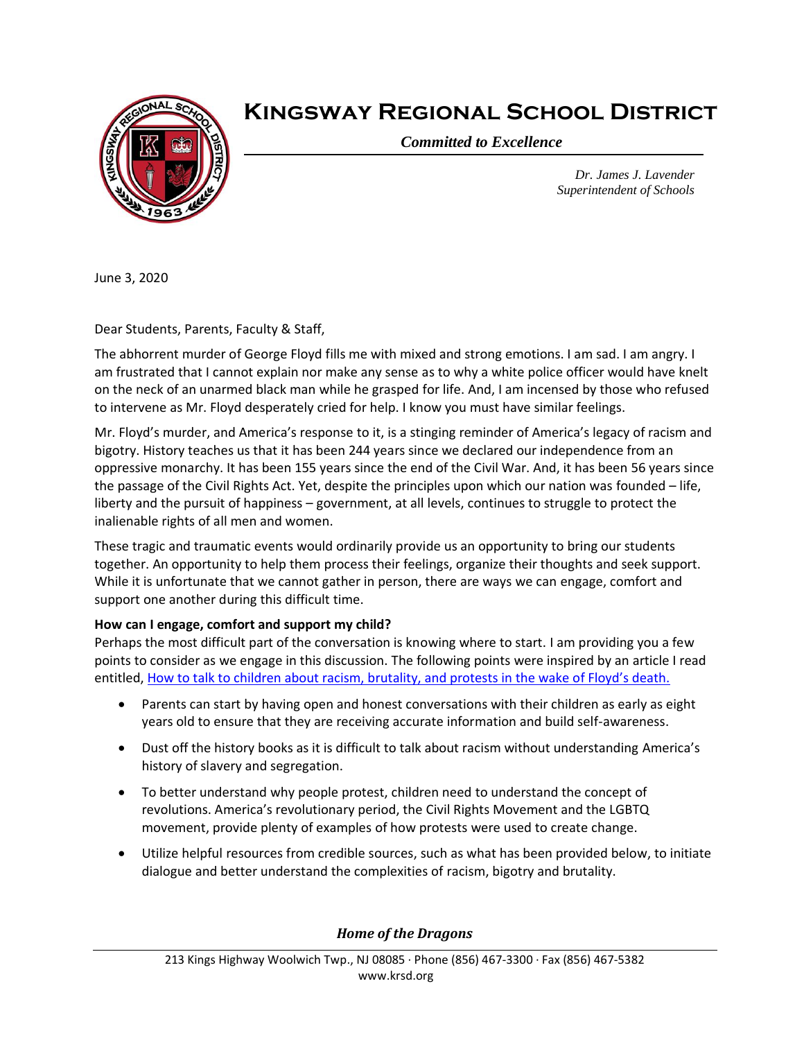# Kingsway Regional School District

*Committed to Excellence*

*Dr. James J. Lavender*
*Superintendent of Schools*

June 3, 2020

Dear Students, Parents, Faculty & Staff,

The abhorrent murder of George Floyd fills me with mixed and strong emotions. I am sad. I am angry. I am frustrated that I cannot explain nor make any sense as to why a white police officer would have knelt on the neck of an unarmed black man while he grasped for life. And, I am incensed by those who refused to intervene as Mr. Floyd desperately cried for help. I know you must have similar feelings.

Mr. Floyd's murder, and America's response to it, is a stinging reminder of America's legacy of racism and bigotry. History teaches us that it has been 244 years since we declared our independence from an oppressive monarchy. It has been 155 years since the end of the Civil War. And, it has been 56 years since the passage of the Civil Rights Act. Yet, despite the principles upon which our nation was founded – life, liberty and the pursuit of happiness – government, at all levels, continues to struggle to protect the inalienable rights of all men and women.

These tragic and traumatic events would ordinarily provide us an opportunity to bring our students together. An opportunity to help them process their feelings, organize their thoughts and seek support. While it is unfortunate that we cannot gather in person, there are ways we can engage, comfort and support one another during this difficult time.

**How can I engage, comfort and support my child?**

Perhaps the most difficult part of the conversation is knowing where to start. I am providing you a few points to consider as we engage in this discussion. The following points were inspired by an article I read entitled, How to talk to children about racism, brutality, and protests in the wake of Floyd's death.

- Parents can start by having open and honest conversations with their children as early as eight years old to ensure that they are receiving accurate information and build self-awareness.
- Dust off the history books as it is difficult to talk about racism without understanding America's history of slavery and segregation.
- To better understand why people protest, children need to understand the concept of revolutions. America's revolutionary period, the Civil Rights Movement and the LGBTQ movement, provide plenty of examples of how protests were used to create change.
- Utilize helpful resources from credible sources, such as what has been provided below, to initiate dialogue and better understand the complexities of racism, bigotry and brutality.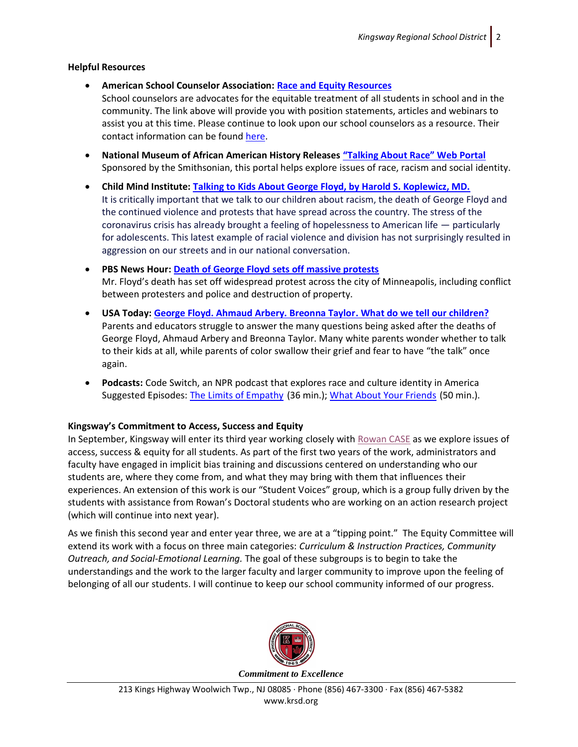**Helpful Resources**

- **American School Counselor Association: Race and Equity Resources**
  School counselors are advocates for the equitable treatment of all students in school and in the community. The link above will provide you with position statements, articles and webinars to assist you at this time. Please continue to look upon our school counselors as a resource. Their contact information can be found here.

- **National Museum of African American History Releases "Talking About Race" Web Portal**
  Sponsored by the Smithsonian, this portal helps explore issues of race, racism and social identity.

- **Child Mind Institute: Talking to Kids About George Floyd, by Harold S. Koplewicz, MD.**
  It is critically important that we talk to our children about racism, the death of George Floyd and the continued violence and protests that have spread across the country. The stress of the coronavirus crisis has already brought a feeling of hopelessness to American life — particularly for adolescents. This latest example of racial violence and division has not surprisingly resulted in aggression on our streets and in our national conversation.

- **PBS News Hour: Death of George Floyd sets off massive protests**
  Mr. Floyd's death has set off widespread protest across the city of Minneapolis, including conflict between protesters and police and destruction of property.

- **USA Today: George Floyd. Ahmaud Arbery. Breonna Taylor. What do we tell our children?**
  Parents and educators struggle to answer the many questions being asked after the deaths of George Floyd, Ahmaud Arbery and Breonna Taylor. Many white parents wonder whether to talk to their kids at all, while parents of color swallow their grief and fear to have "the talk" once again.

- **Podcasts:** Code Switch, an NPR podcast that explores race and culture identity in America
  Suggested Episodes: The Limits of Empathy (36 min.); What About Your Friends (50 min.).

**Kingsway's Commitment to Access, Success and Equity**

In September, Kingsway will enter its third year working closely with Rowan CASE as we explore issues of access, success & equity for all students. As part of the first two years of the work, administrators and faculty have engaged in implicit bias training and discussions centered on understanding who our students are, where they come from, and what they may bring with them that influences their experiences. An extension of this work is our "Student Voices" group, which is a group fully driven by the students with assistance from Rowan's Doctoral students who are working on an action research project (which will continue into next year).

As we finish this second year and enter year three, we are at a "tipping point." The Equity Committee will extend its work with a focus on three main categories: *Curriculum & Instruction Practices, Community Outreach, and Social-Emotional Learning.* The goal of these subgroups is to begin to take the understandings and the work to the larger faculty and larger community to improve upon the feeling of belonging of all our students. I will continue to keep our school community informed of our progress.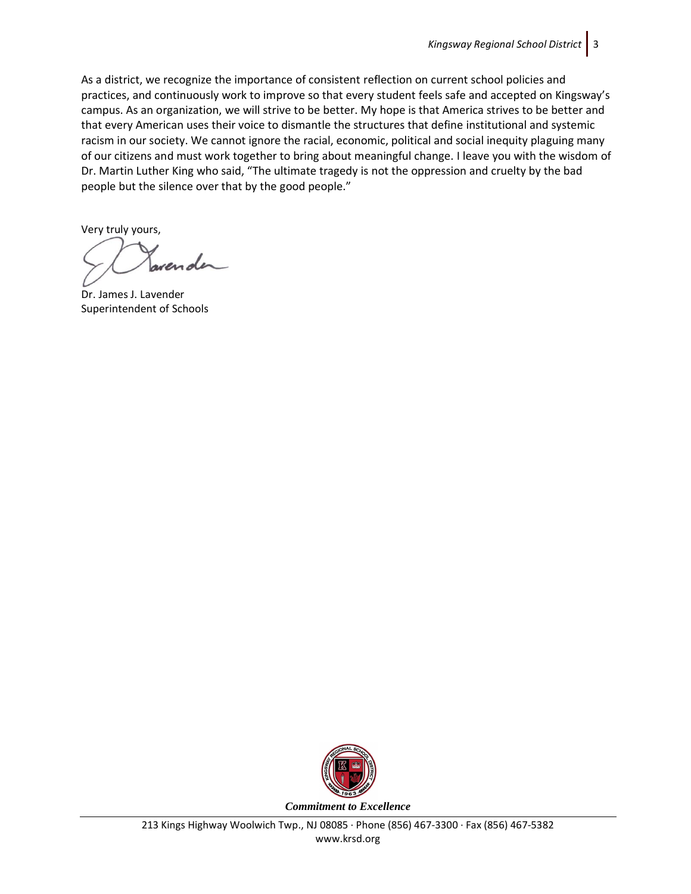As a district, we recognize the importance of consistent reflection on current school policies and practices, and continuously work to improve so that every student feels safe and accepted on Kingsway's campus. As an organization, we will strive to be better. My hope is that America strives to be better and that every American uses their voice to dismantle the structures that define institutional and systemic racism in our society. We cannot ignore the racial, economic, political and social inequity plaguing many of our citizens and must work together to bring about meaningful change. I leave you with the wisdom of Dr. Martin Luther King who said, "The ultimate tragedy is not the oppression and cruelty by the bad people but the silence over that by the good people."

Very truly yours,

Dr. James J. Lavender
Superintendent of Schools

*Commitment to Excellence*

213 Kings Highway Woolwich Twp., NJ 08085 · Phone (856) 467-3300 · Fax (856) 467-5382
www.krsd.org